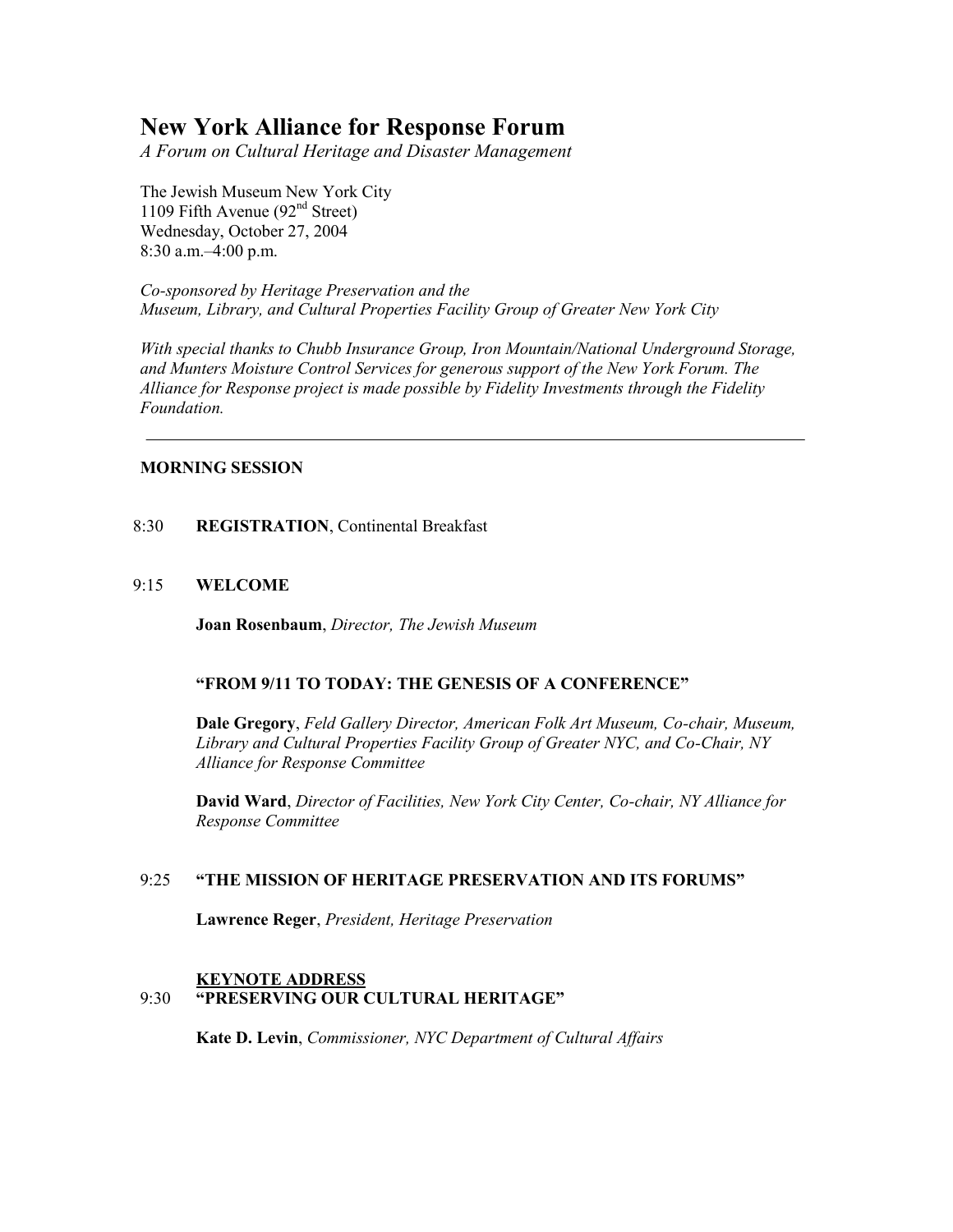# New York Alliance for Response Forum

*A Forum on Cultural Heritage and Disaster Management*

The Jewish Museum New York City
1109 Fifth Avenue (92nd Street)
Wednesday, October 27, 2004
8:30 a.m.–4:00 p.m.

*Co-sponsored by Heritage Preservation and the*
*Museum, Library, and Cultural Properties Facility Group of Greater New York City*

*With special thanks to Chubb Insurance Group, Iron Mountain/National Underground Storage, and Munters Moisture Control Services for generous support of the New York Forum. The Alliance for Response project is made possible by Fidelity Investments through the Fidelity Foundation.*

---

## MORNING SESSION

8:30 **REGISTRATION**, Continental Breakfast

9:15 **WELCOME**

**Joan Rosenbaum**, *Director, The Jewish Museum*

**"FROM 9/11 TO TODAY: THE GENESIS OF A CONFERENCE"**

**Dale Gregory**, *Feld Gallery Director, American Folk Art Museum, Co-chair, Museum, Library and Cultural Properties Facility Group of Greater NYC, and Co-Chair, NY Alliance for Response Committee*

**David Ward**, *Director of Facilities, New York City Center, Co-chair, NY Alliance for Response Committee*

9:25 **"THE MISSION OF HERITAGE PRESERVATION AND ITS FORUMS"**

**Lawrence Reger**, *President, Heritage Preservation*

**KEYNOTE ADDRESS**

9:30 **"PRESERVING OUR CULTURAL HERITAGE"**

**Kate D. Levin**, *Commissioner, NYC Department of Cultural Affairs*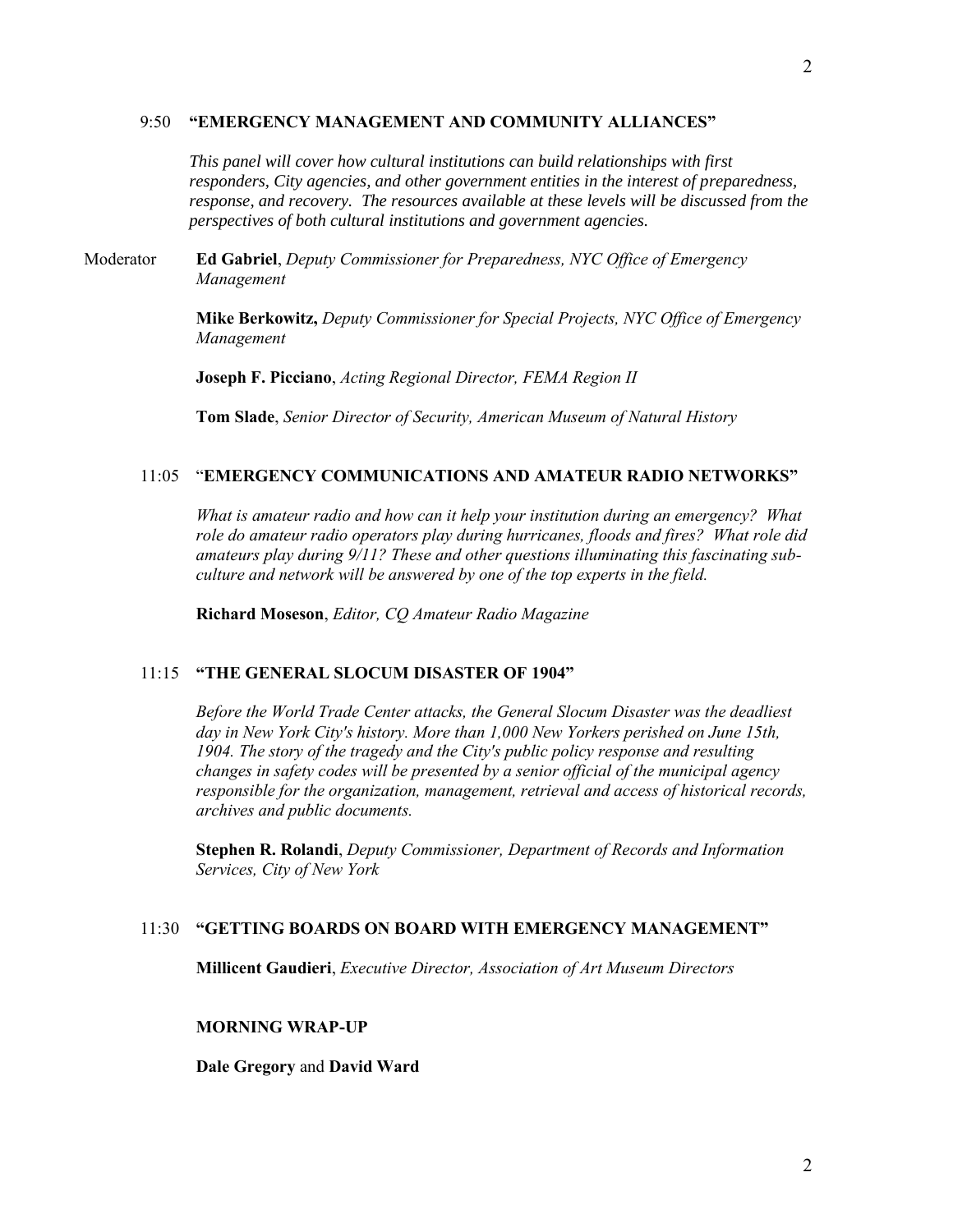### 9:50 **"EMERGENCY MANAGEMENT AND COMMUNITY ALLIANCES"**

*This panel will cover how cultural institutions can build relationships with first responders, City agencies, and other government entities in the interest of preparedness, response, and recovery. The resources available at these levels will be discussed from the perspectives of both cultural institutions and government agencies.*

Moderator **Ed Gabriel**, *Deputy Commissioner for Preparedness, NYC Office of Emergency Management*

**Mike Berkowitz,** *Deputy Commissioner for Special Projects, NYC Office of Emergency Management*

**Joseph F. Picciano**, *Acting Regional Director, FEMA Region II*

**Tom Slade**, *Senior Director of Security, American Museum of Natural History*

### 11:05 "**EMERGENCY COMMUNICATIONS AND AMATEUR RADIO NETWORKS"**

*What is amateur radio and how can it help your institution during an emergency? What role do amateur radio operators play during hurricanes, floods and fires? What role did amateurs play during 9/11? These and other questions illuminating this fascinating sub-culture and network will be answered by one of the top experts in the field.*

**Richard Moseson**, *Editor, CQ Amateur Radio Magazine*

### 11:15 **"THE GENERAL SLOCUM DISASTER OF 1904"**

*Before the World Trade Center attacks, the General Slocum Disaster was the deadliest day in New York City's history. More than 1,000 New Yorkers perished on June 15th, 1904. The story of the tragedy and the City's public policy response and resulting changes in safety codes will be presented by a senior official of the municipal agency responsible for the organization, management, retrieval and access of historical records, archives and public documents.*

**Stephen R. Rolandi**, *Deputy Commissioner, Department of Records and Information Services, City of New York*

### 11:30 **"GETTING BOARDS ON BOARD WITH EMERGENCY MANAGEMENT"**

**Millicent Gaudieri**, *Executive Director, Association of Art Museum Directors*

**MORNING WRAP-UP**

**Dale Gregory** and **David Ward**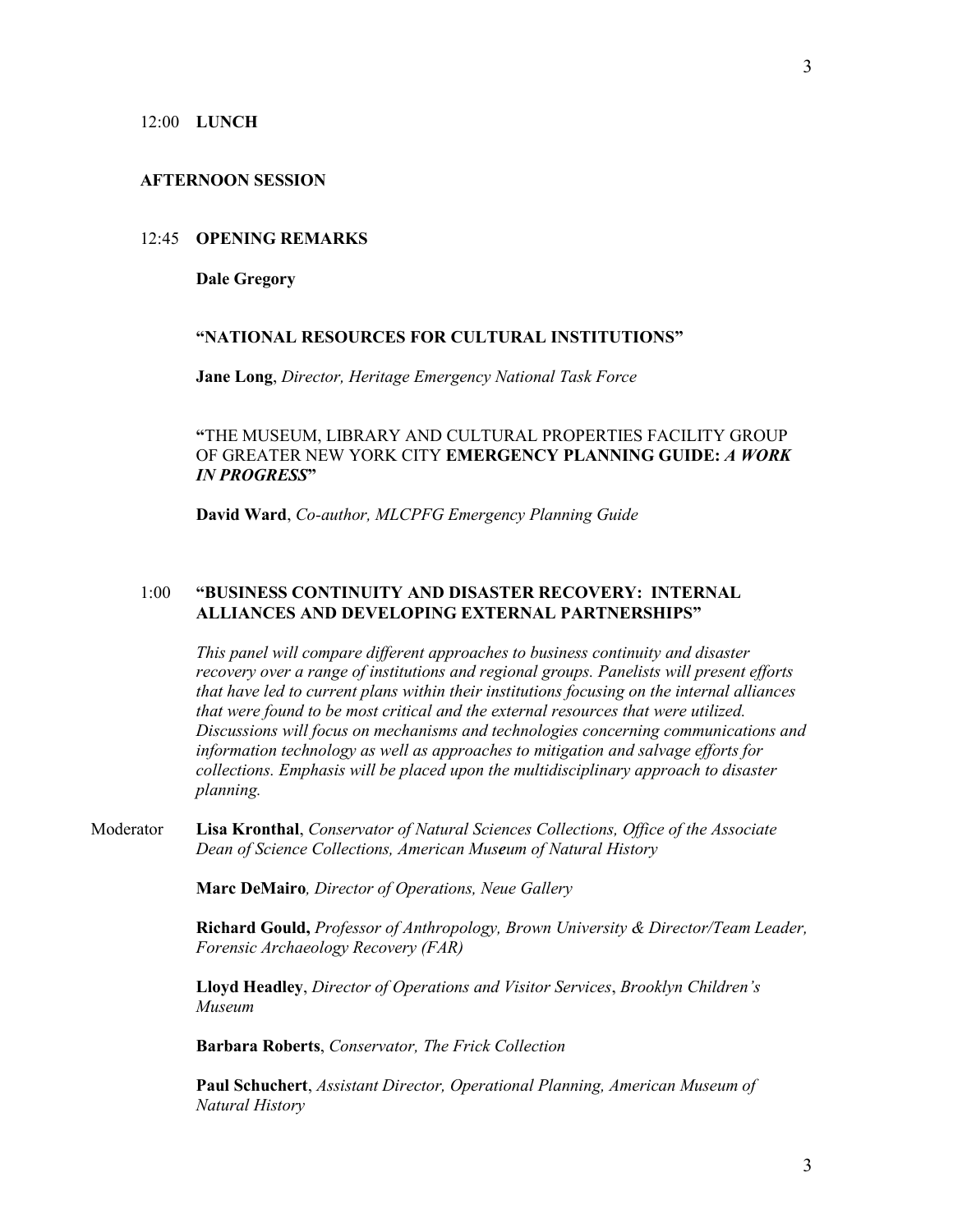12:00 **LUNCH**

**AFTERNOON SESSION**

12:45 **OPENING REMARKS**

**Dale Gregory**

**"NATIONAL RESOURCES FOR CULTURAL INSTITUTIONS"**

**Jane Long**, *Director, Heritage Emergency National Task Force*

**"**THE MUSEUM, LIBRARY AND CULTURAL PROPERTIES FACILITY GROUP OF GREATER NEW YORK CITY **EMERGENCY PLANNING GUIDE:** ***A WORK IN PROGRESS*****"**

**David Ward**, *Co-author, MLCPFG Emergency Planning Guide*

1:00 **"BUSINESS CONTINUITY AND DISASTER RECOVERY: INTERNAL ALLIANCES AND DEVELOPING EXTERNAL PARTNERSHIPS"**

*This panel will compare different approaches to business continuity and disaster recovery over a range of institutions and regional groups. Panelists will present efforts that have led to current plans within their institutions focusing on the internal alliances that were found to be most critical and the external resources that were utilized. Discussions will focus on mechanisms and technologies concerning communications and information technology as well as approaches to mitigation and salvage efforts for collections. Emphasis will be placed upon the multidisciplinary approach to disaster planning.*

Moderator **Lisa Kronthal**, *Conservator of Natural Sciences Collections, Office of the Associate Dean of Science Collections, American Museum of Natural History*

**Marc DeMairo***, Director of Operations, Neue Gallery*

**Richard Gould,** *Professor of Anthropology, Brown University & Director/Team Leader, Forensic Archaeology Recovery (FAR)*

**Lloyd Headley**, *Director of Operations and Visitor Services*, *Brooklyn Children's Museum*

**Barbara Roberts**, *Conservator, The Frick Collection*

**Paul Schuchert**, *Assistant Director, Operational Planning, American Museum of Natural History*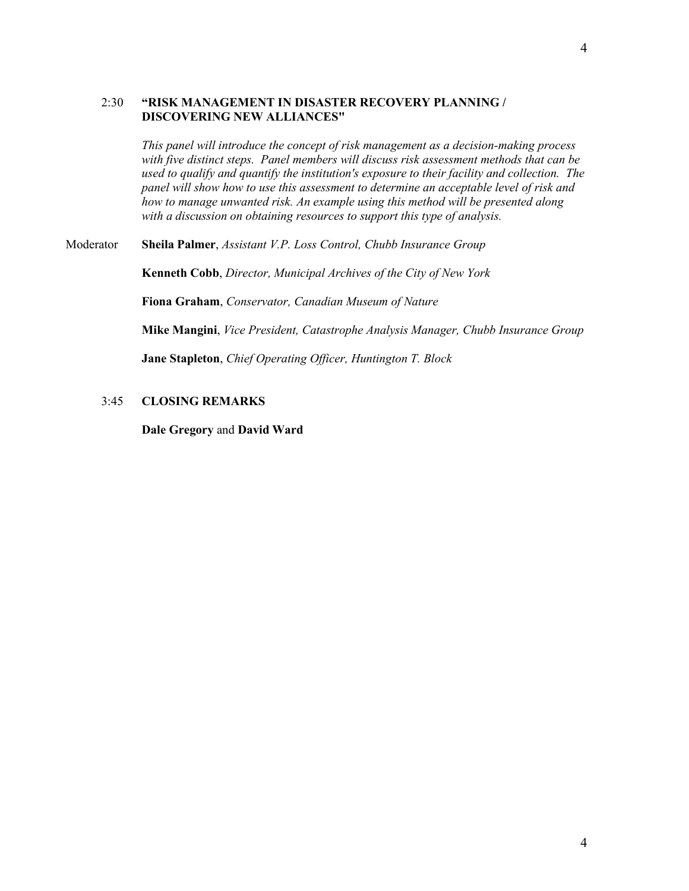2:30 **"RISK MANAGEMENT IN DISASTER RECOVERY PLANNING / DISCOVERING NEW ALLIANCES"**

*This panel will introduce the concept of risk management as a decision-making process with five distinct steps. Panel members will discuss risk assessment methods that can be used to qualify and quantify the institution's exposure to their facility and collection. The panel will show how to use this assessment to determine an acceptable level of risk and how to manage unwanted risk. An example using this method will be presented along with a discussion on obtaining resources to support this type of analysis.*

Moderator **Sheila Palmer**, *Assistant V.P. Loss Control, Chubb Insurance Group*

**Kenneth Cobb**, *Director, Municipal Archives of the City of New York*

**Fiona Graham**, *Conservator, Canadian Museum of Nature*

**Mike Mangini**, *Vice President, Catastrophe Analysis Manager, Chubb Insurance Group*

**Jane Stapleton**, *Chief Operating Officer, Huntington T. Block*

3:45 **CLOSING REMARKS**

**Dale Gregory** and **David Ward**